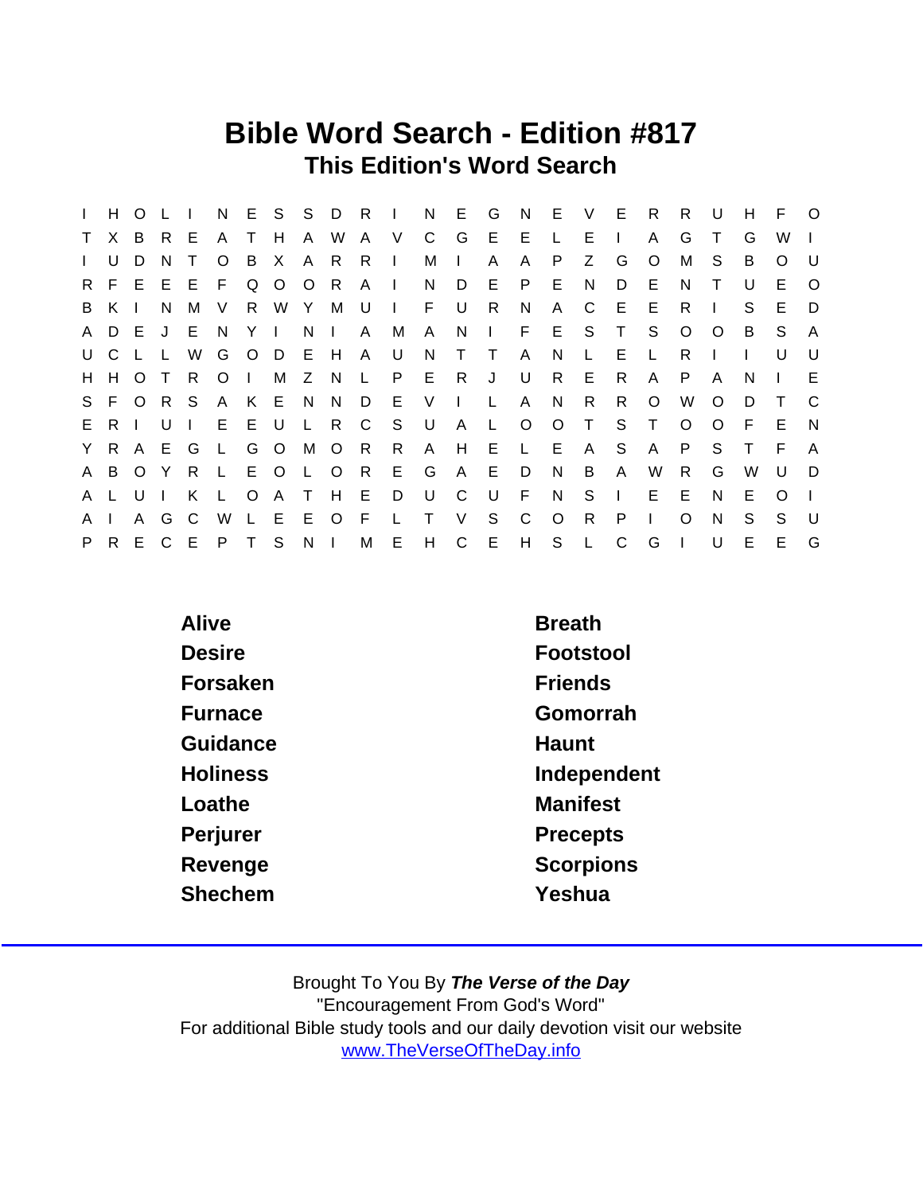# Bible Word Search - Edition #817

## This Edition's Word Search

```
I H O L I N E S S D R I N E G N E V E R R U H F O
T X B R E A T H A W A V C G E E L E I A G T G W I
I U D N T O B X A R R I M I A A P Z G O M S B O U
R F E E E F Q O O R A I N D E P E N D E N T U E O
B K I N M V R W Y M U I F U R N A C E E R I S E D
A D E J E N Y I N I A M A N I F E S T S O O B S A
U C L L W G O D E H A U N T T A N L E L R I I U U
H H O T R O I M Z N L P E R J U R E R A P A N I E
S F O R S A K E N N D E V I L A N R R O W O D T C
E R I U I E E U L R C S U A L O O T S T O O F E N
Y R A E G L G O M O R R A H E L E A S A P S T F A
A B O Y R L E O L O R E G A E D N B A W R G W U D
A L U I K L O A T H E D U C U F N S I E E N E O I
A I A G C W L E E O F L T V S C O R P I O N S S U
P R E C E P T S N I M E H C E H S L C G I U E E G
```

| | |
|---|---|
| Alive | Breath |
| Desire | Footstool |
| Forsaken | Friends |
| Furnace | Gomorrah |
| Guidance | Haunt |
| Holiness | Independent |
| Loathe | Manifest |
| Perjurer | Precepts |
| Revenge | Scorpions |
| Shechem | Yeshua |

Brought To You By ***The Verse of the Day***
"Encouragement From God's Word"
For additional Bible study tools and our daily devotion visit our website
www.TheVerseOfTheDay.info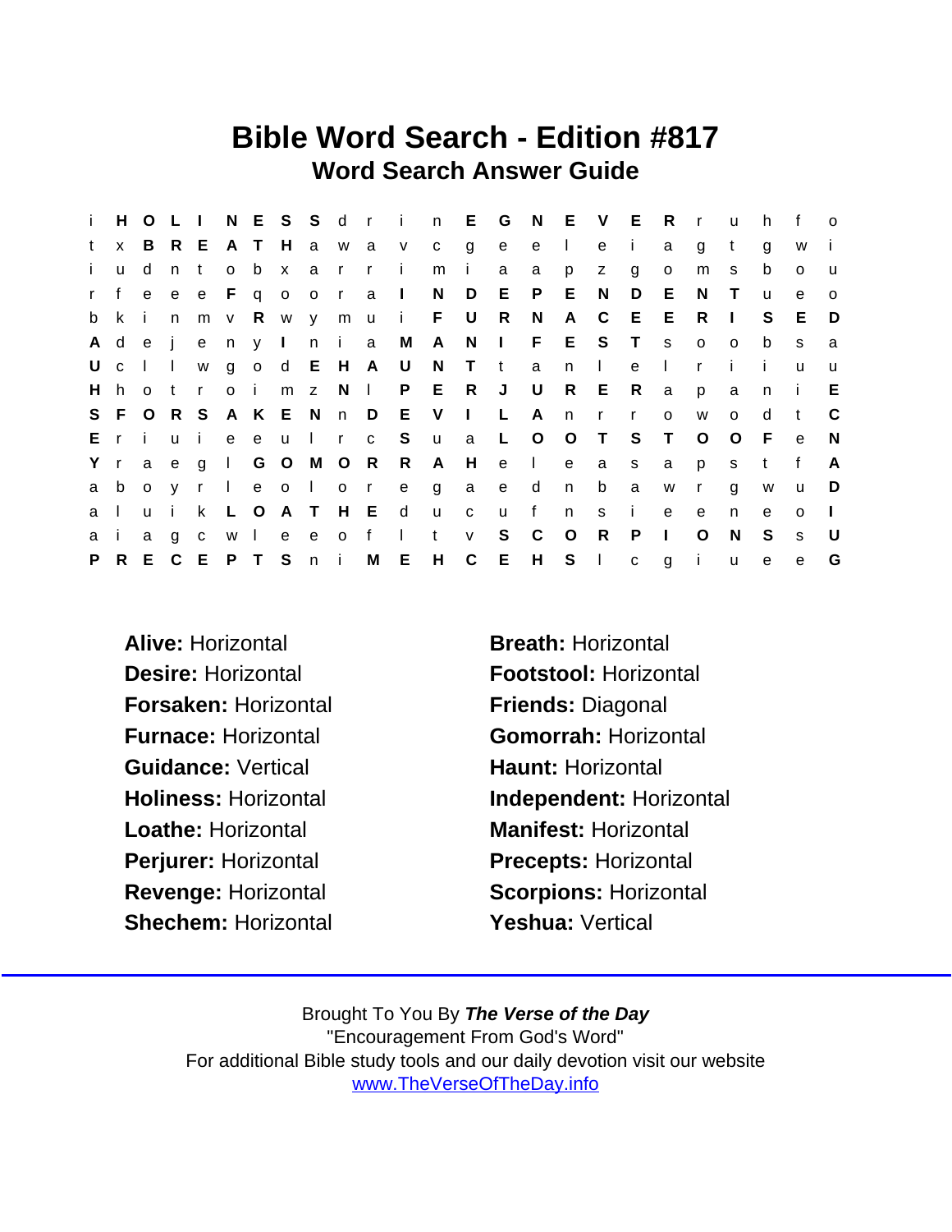# Bible Word Search - Edition #817

## Word Search Answer Guide

```
i H O L I N E S S d r i n E G N E V E R r u h f o
t x B R E A T H a w a v c g e e l e i a g t g w i
i u d n t o b x a r r i m i a a p z g o m s b o u
r f e e e F q o o r a I N D E P E N D E N T u e o
b k i n m v R w y m u i F U R N A C E E R I S E D
A d e j e n y I n i a M A N I F E S T s o o b s a
U c l l w g o d E H A U N T t a n l e l r i i u u
H h o t r o i m z N l P E R J U R E R a p a n i E
S F O R S A K E N n D E V I L A n r r o w o d t C
E r i u i e e u l r c S u a L O O T S T O O F e N
Y r a e g l G O M O R R A H e l e a s a p s t f A
a b o y r l e o l o r e g a e d n b a w r g w u D
a l u i k L O A T H E d u c u f n s i e e n e o I
a i a g c w l e e o f l t v S C O R P I O N S s U
P R E C E P T S n i M E H C E H S l c g i u e e G
```

**Alive:** Horizontal
**Desire:** Horizontal
**Forsaken:** Horizontal
**Furnace:** Horizontal
**Guidance:** Vertical
**Holiness:** Horizontal
**Loathe:** Horizontal
**Perjurer:** Horizontal
**Revenge:** Horizontal
**Shechem:** Horizontal
**Breath:** Horizontal
**Footstool:** Horizontal
**Friends:** Diagonal
**Gomorrah:** Horizontal
**Haunt:** Horizontal
**Independent:** Horizontal
**Manifest:** Horizontal
**Precepts:** Horizontal
**Scorpions:** Horizontal
**Yeshua:** Vertical

Brought To You By ***The Verse of the Day***
"Encouragement From God's Word"
For additional Bible study tools and our daily devotion visit our website
www.TheVerseOfTheDay.info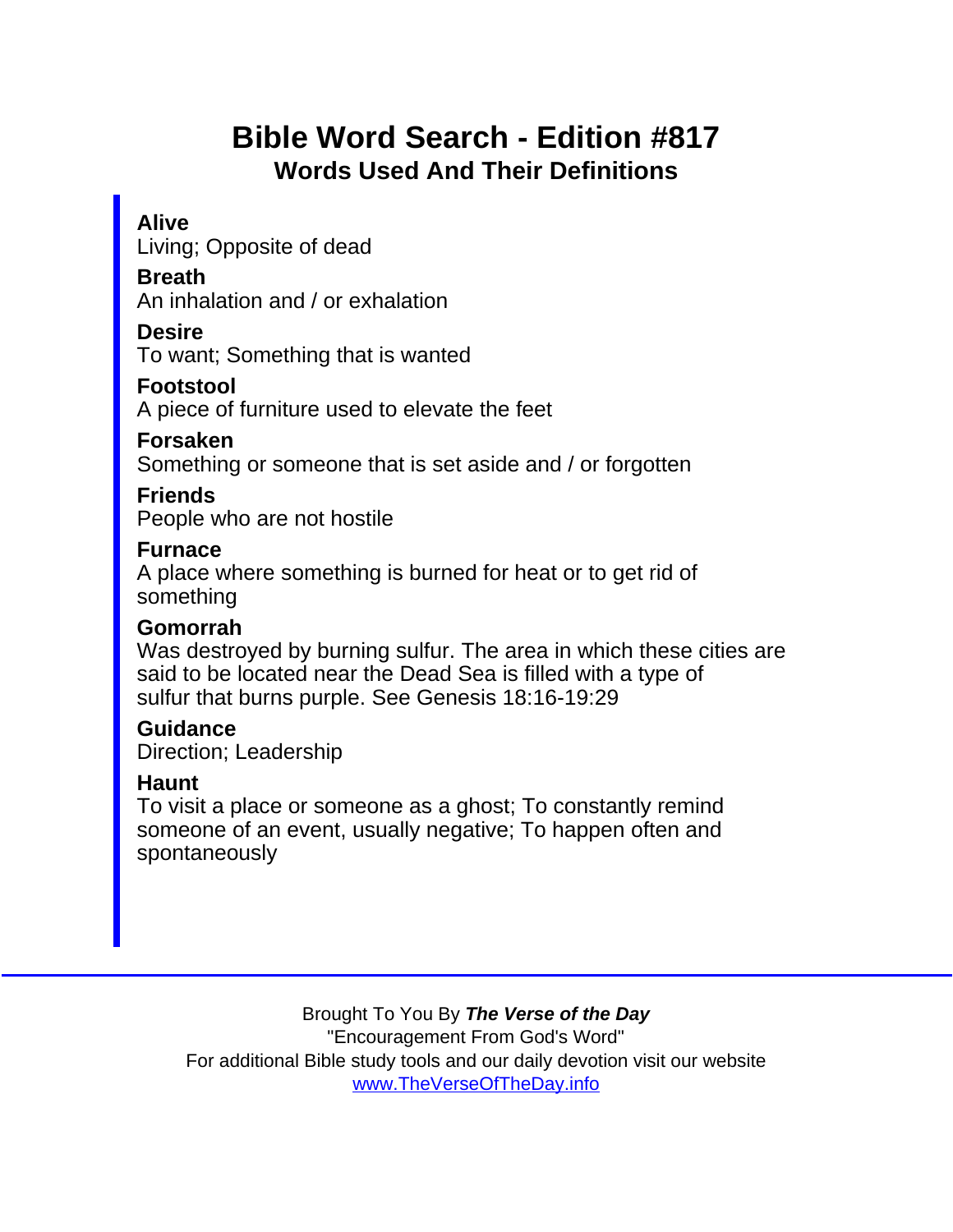# Bible Word Search - Edition #817

## Words Used And Their Definitions

**Alive**
Living; Opposite of dead

**Breath**
An inhalation and / or exhalation

**Desire**
To want; Something that is wanted

**Footstool**
A piece of furniture used to elevate the feet

**Forsaken**
Something or someone that is set aside and / or forgotten

**Friends**
People who are not hostile

**Furnace**
A place where something is burned for heat or to get rid of something

**Gomorrah**
Was destroyed by burning sulfur. The area in which these cities are said to be located near the Dead Sea is filled with a type of sulfur that burns purple. See Genesis 18:16-19:29

**Guidance**
Direction; Leadership

**Haunt**
To visit a place or someone as a ghost; To constantly remind someone of an event, usually negative; To happen often and spontaneously

---

Brought To You By ***The Verse of the Day***
"Encouragement From God's Word"
For additional Bible study tools and our daily devotion visit our website
[www.TheVerseOfTheDay.info](http://www.TheVerseOfTheDay.info)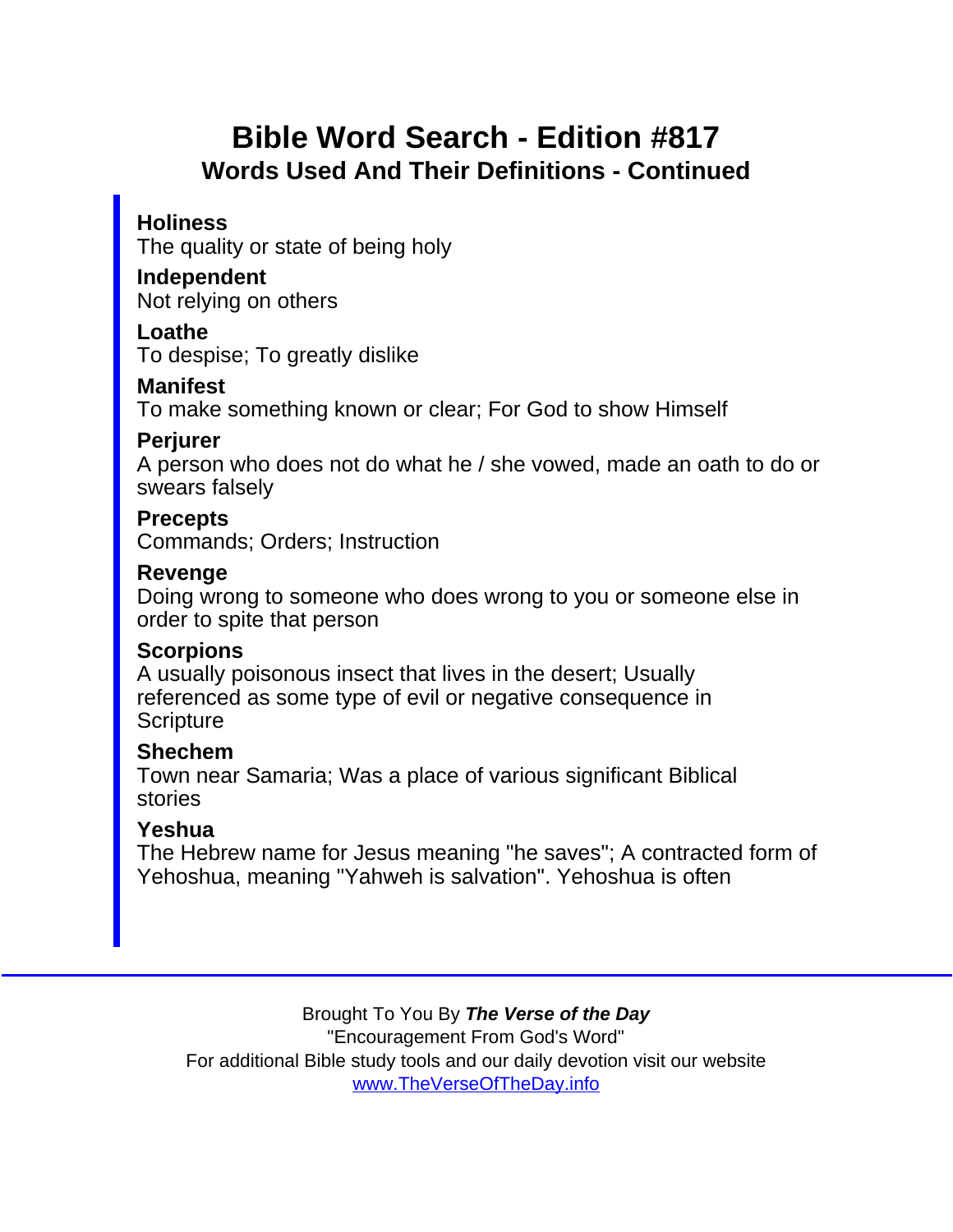# Bible Word Search - Edition #817

## Words Used And Their Definitions - Continued

**Holiness**
The quality or state of being holy

**Independent**
Not relying on others

**Loathe**
To despise; To greatly dislike

**Manifest**
To make something known or clear; For God to show Himself

**Perjurer**
A person who does not do what he / she vowed, made an oath to do or swears falsely

**Precepts**
Commands; Orders; Instruction

**Revenge**
Doing wrong to someone who does wrong to you or someone else in order to spite that person

**Scorpions**
A usually poisonous insect that lives in the desert; Usually referenced as some type of evil or negative consequence in Scripture

**Shechem**
Town near Samaria; Was a place of various significant Biblical stories

**Yeshua**
The Hebrew name for Jesus meaning "he saves"; A contracted form of Yehoshua, meaning "Yahweh is salvation". Yehoshua is often

Brought To You By ***The Verse of the Day***
"Encouragement From God's Word"
For additional Bible study tools and our daily devotion visit our website
www.TheVerseOfTheDay.info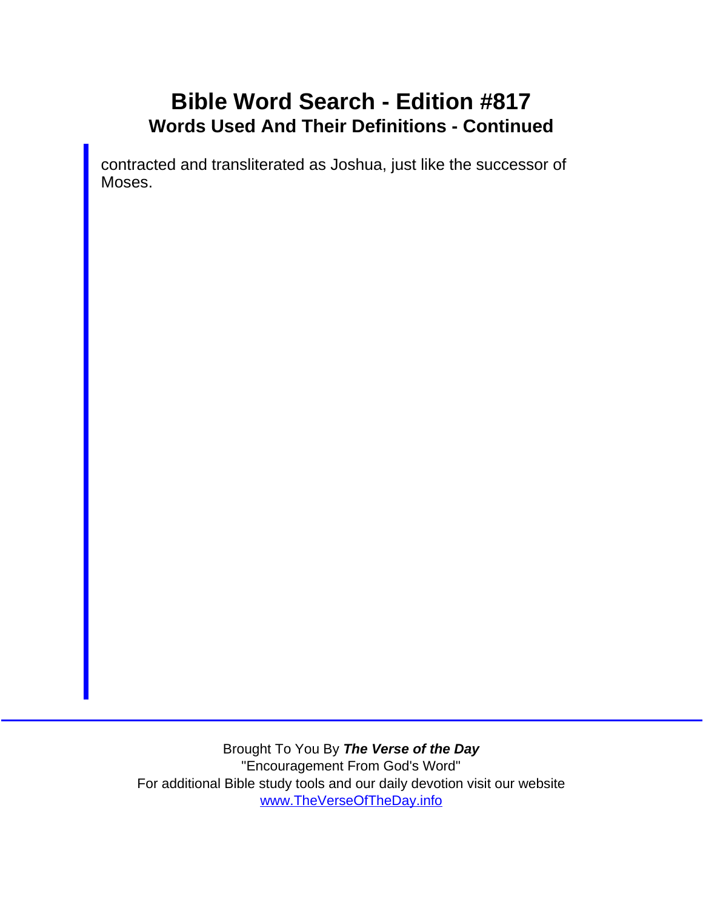# Bible Word Search - Edition #817

## Words Used And Their Definitions - Continued

contracted and transliterated as Joshua, just like the successor of Moses.

Brought To You By ***The Verse of the Day***
"Encouragement From God's Word"
For additional Bible study tools and our daily devotion visit our website
www.TheVerseOfTheDay.info